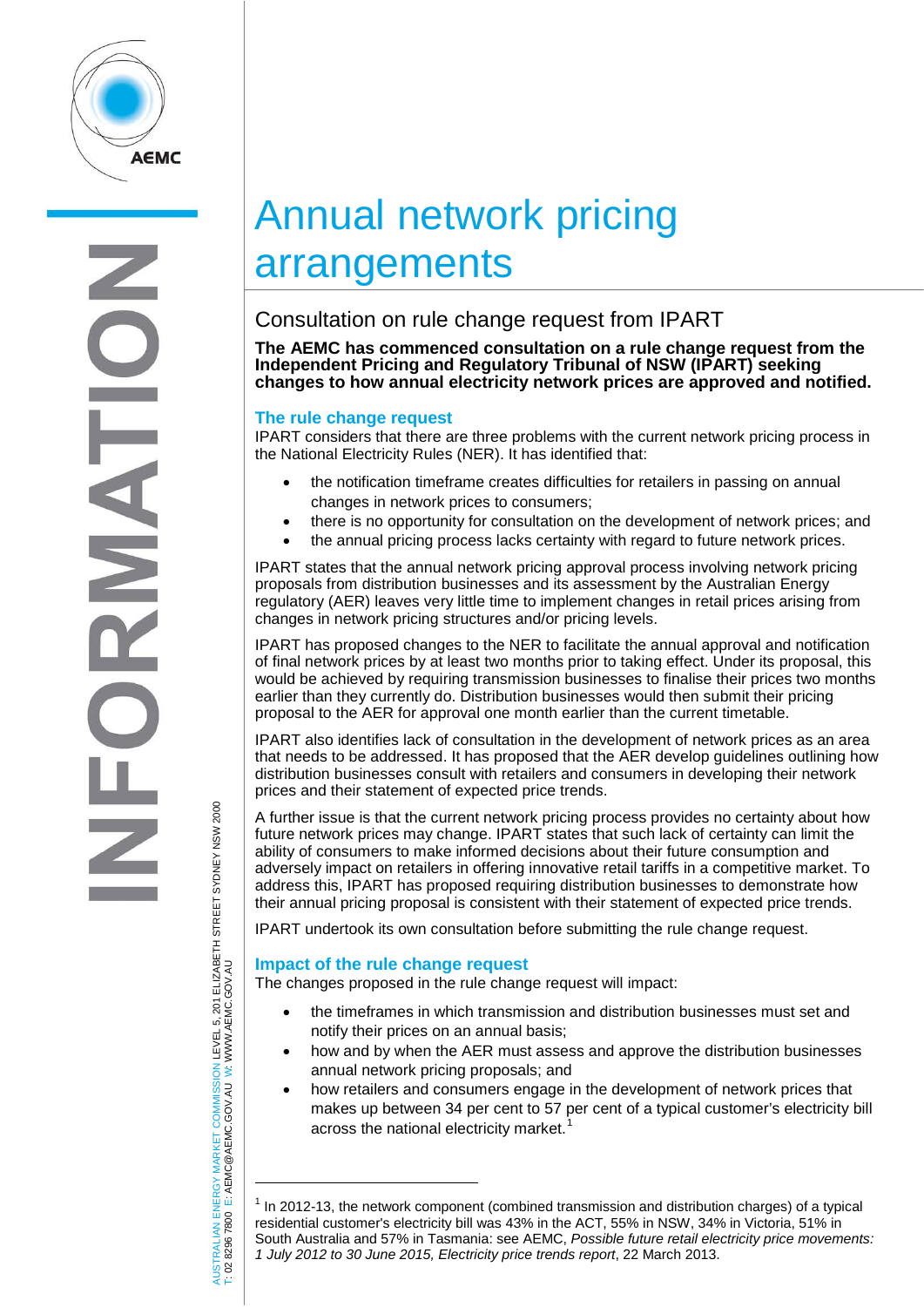# Annual network pricing arrangements

## Consultation on rule change request from IPART

**The AEMC has commenced consultation on a rule change request from the Independent Pricing and Regulatory Tribunal of NSW (IPART) seeking changes to how annual electricity network prices are approved and notified.**

### The rule change request

IPART considers that there are three problems with the current network pricing process in the National Electricity Rules (NER). It has identified that:

- the notification timeframe creates difficulties for retailers in passing on annual changes in network prices to consumers;
- there is no opportunity for consultation on the development of network prices; and
- the annual pricing process lacks certainty with regard to future network prices.

IPART states that the annual network pricing approval process involving network pricing proposals from distribution businesses and its assessment by the Australian Energy regulatory (AER) leaves very little time to implement changes in retail prices arising from changes in network pricing structures and/or pricing levels.

IPART has proposed changes to the NER to facilitate the annual approval and notification of final network prices by at least two months prior to taking effect. Under its proposal, this would be achieved by requiring transmission businesses to finalise their prices two months earlier than they currently do. Distribution businesses would then submit their pricing proposal to the AER for approval one month earlier than the current timetable.

IPART also identifies lack of consultation in the development of network prices as an area that needs to be addressed. It has proposed that the AER develop guidelines outlining how distribution businesses consult with retailers and consumers in developing their network prices and their statement of expected price trends.

A further issue is that the current network pricing process provides no certainty about how future network prices may change. IPART states that such lack of certainty can limit the ability of consumers to make informed decisions about their future consumption and adversely impact on retailers in offering innovative retail tariffs in a competitive market. To address this, IPART has proposed requiring distribution businesses to demonstrate how their annual pricing proposal is consistent with their statement of expected price trends.

IPART undertook its own consultation before submitting the rule change request.

### Impact of the rule change request

The changes proposed in the rule change request will impact:

- the timeframes in which transmission and distribution businesses must set and notify their prices on an annual basis;
- how and by when the AER must assess and approve the distribution businesses annual network pricing proposals; and
- how retailers and consumers engage in the development of network prices that makes up between 34 per cent to 57 per cent of a typical customer's electricity bill across the national electricity market.[1]

---

[1] In 2012-13, the network component (combined transmission and distribution charges) of a typical residential customer's electricity bill was 43% in the ACT, 55% in NSW, 34% in Victoria, 51% in South Australia and 57% in Tasmania: see AEMC, *Possible future retail electricity price movements: 1 July 2012 to 30 June 2015, Electricity price trends report*, 22 March 2013.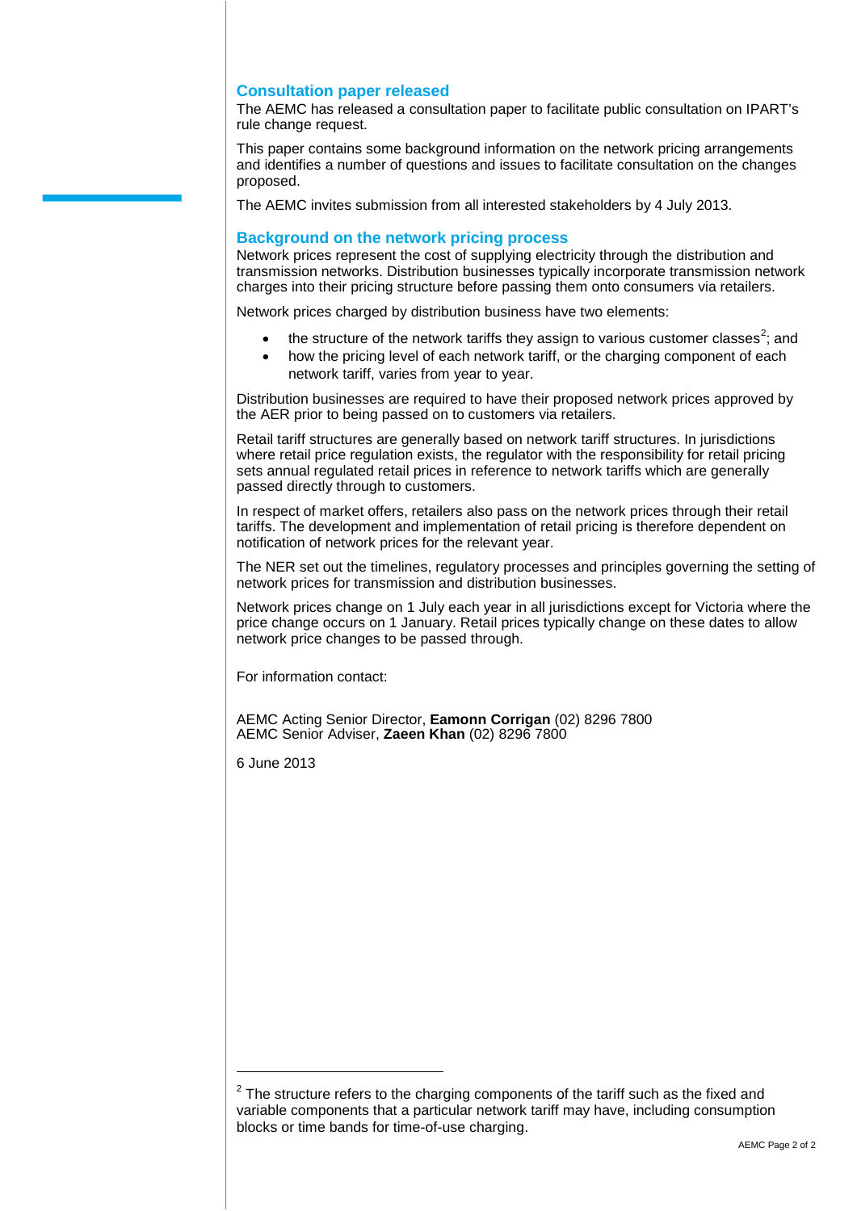## Consultation paper released

The AEMC has released a consultation paper to facilitate public consultation on IPART's rule change request.

This paper contains some background information on the network pricing arrangements and identifies a number of questions and issues to facilitate consultation on the changes proposed.

The AEMC invites submission from all interested stakeholders by 4 July 2013.

## Background on the network pricing process

Network prices represent the cost of supplying electricity through the distribution and transmission networks. Distribution businesses typically incorporate transmission network charges into their pricing structure before passing them onto consumers via retailers.

Network prices charged by distribution business have two elements:

- the structure of the network tariffs they assign to various customer classes[2]; and
- how the pricing level of each network tariff, or the charging component of each network tariff, varies from year to year.

Distribution businesses are required to have their proposed network prices approved by the AER prior to being passed on to customers via retailers.

Retail tariff structures are generally based on network tariff structures. In jurisdictions where retail price regulation exists, the regulator with the responsibility for retail pricing sets annual regulated retail prices in reference to network tariffs which are generally passed directly through to customers.

In respect of market offers, retailers also pass on the network prices through their retail tariffs. The development and implementation of retail pricing is therefore dependent on notification of network prices for the relevant year.

The NER set out the timelines, regulatory processes and principles governing the setting of network prices for transmission and distribution businesses.

Network prices change on 1 July each year in all jurisdictions except for Victoria where the price change occurs on 1 January. Retail prices typically change on these dates to allow network price changes to be passed through.

For information contact:

AEMC Acting Senior Director, **Eamonn Corrigan** (02) 8296 7800
AEMC Senior Adviser, **Zaeen Khan** (02) 8296 7800

6 June 2013

---

[2] The structure refers to the charging components of the tariff such as the fixed and variable components that a particular network tariff may have, including consumption blocks or time bands for time-of-use charging.